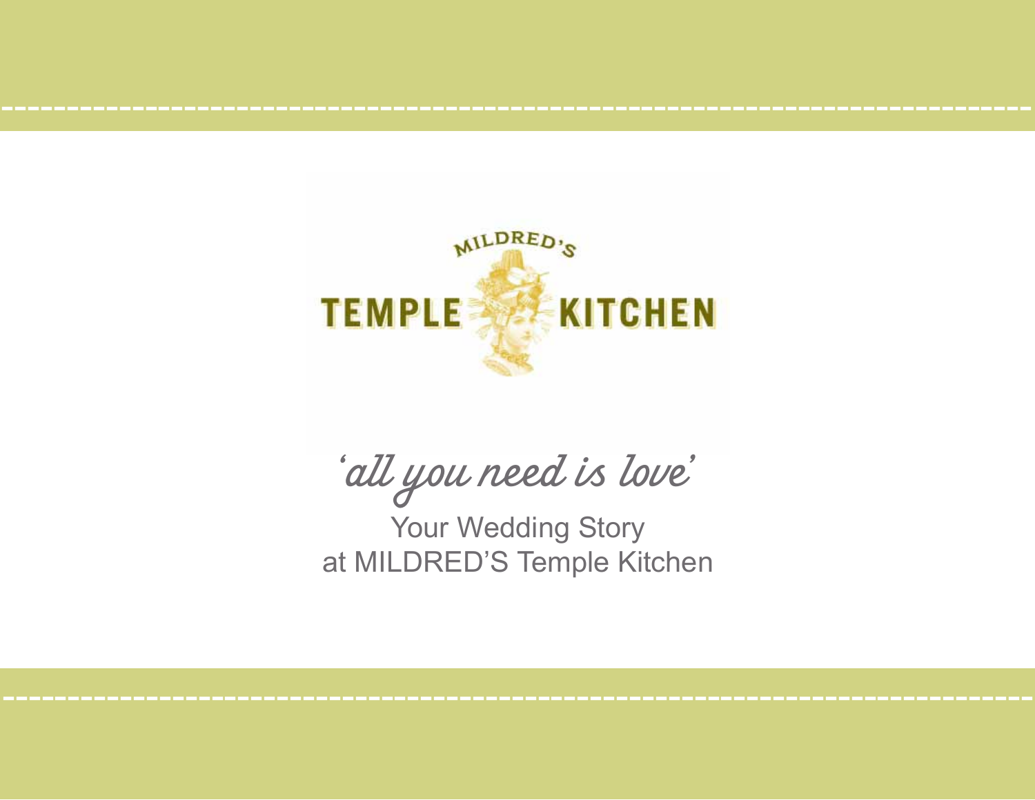# MILDRED'S TEMPLE KITCHEN

*'all you need is love'*

Your Wedding Story
at MILDRED'S Temple Kitchen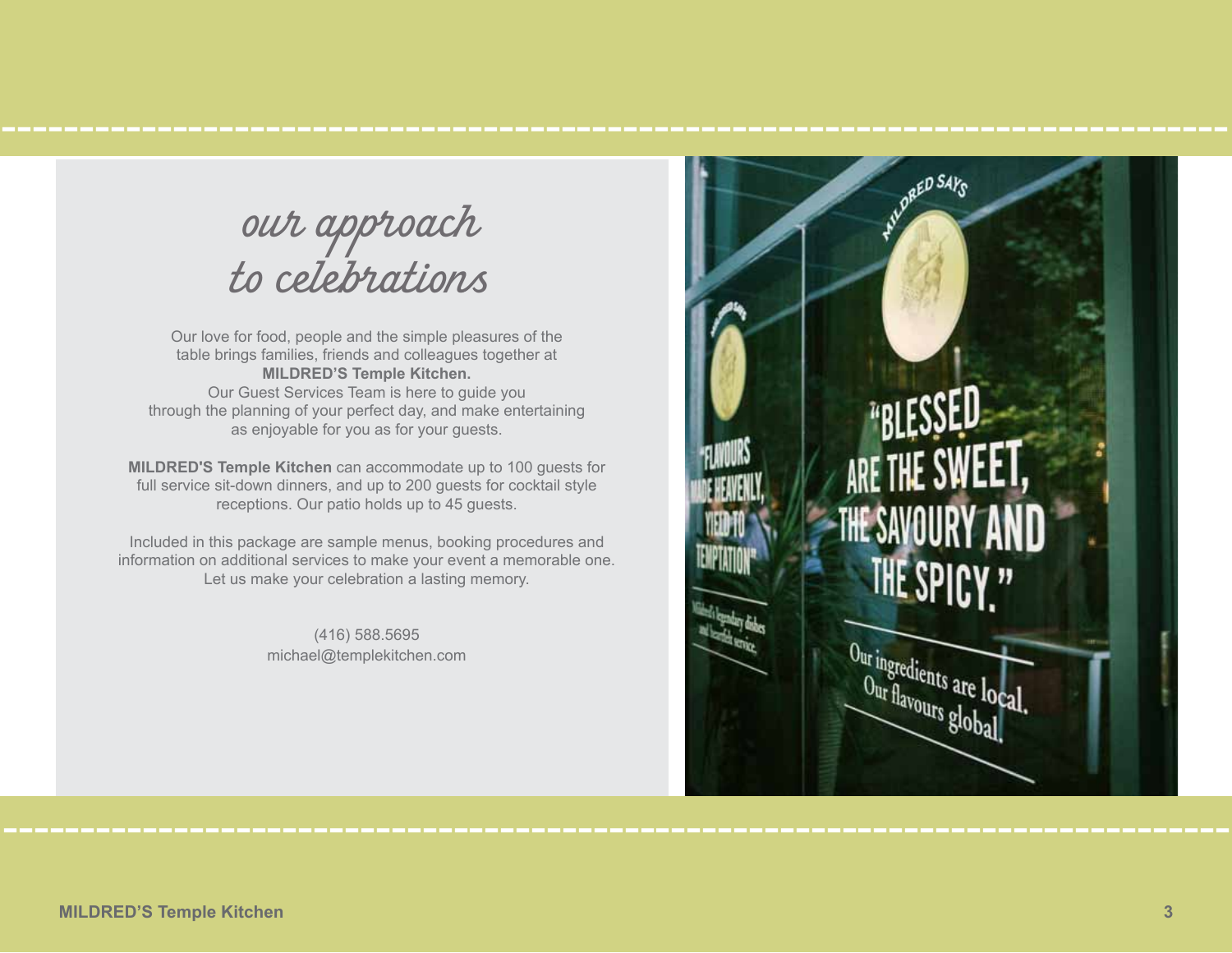# our approach to celebrations

Our love for food, people and the simple pleasures of the table brings families, friends and colleagues together at **MILDRED'S Temple Kitchen.** Our Guest Services Team is here to guide you through the planning of your perfect day, and make entertaining as enjoyable for you as for your guests.

**MILDRED'S Temple Kitchen** can accommodate up to 100 guests for full service sit-down dinners, and up to 200 guests for cocktail style receptions. Our patio holds up to 45 guests.

Included in this package are sample menus, booking procedures and information on additional services to make your event a memorable one. Let us make your celebration a lasting memory.

(416) 588.5695
michael@templekitchen.com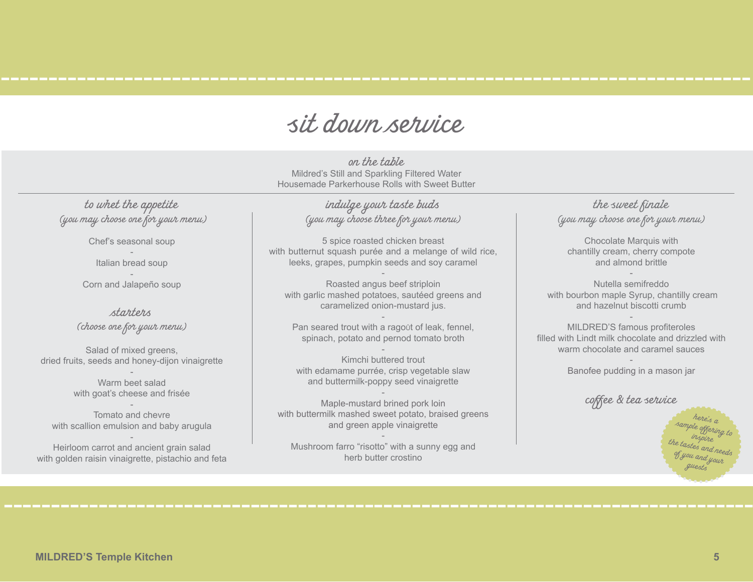# sit down service

### on the table

Mildred's Still and Sparkling Filtered Water
Housemade Parkerhouse Rolls with Sweet Butter

### to whet the appetite
*(you may choose one for your menu)*

Chef's seasonal soup

-

Italian bread soup

-

Corn and Jalapeño soup

### starters
*(choose one for your menu)*

Salad of mixed greens,
dried fruits, seeds and honey-dijon vinaigrette

-

Warm beet salad
with goat's cheese and frisée

-

Tomato and chevre
with scallion emulsion and baby arugula

-

Heirloom carrot and ancient grain salad
with golden raisin vinaigrette, pistachio and feta

### indulge your taste buds
*(you may choose three for your menu)*

5 spice roasted chicken breast
with butternut squash purée and a melange of wild rice, leeks, grapes, pumpkin seeds and soy caramel

-

Roasted angus beef striploin
with garlic mashed potatoes, sautéed greens and caramelized onion-mustard jus.

-

Pan seared trout with a ragoût of leak, fennel, spinach, potato and pernod tomato broth

-

Kimchi buttered trout
with edamame purrée, crisp vegetable slaw and buttermilk-poppy seed vinaigrette

-

Maple-mustard brined pork loin
with buttermilk mashed sweet potato, braised greens and green apple vinaigrette

-

Mushroom farro "risotto" with a sunny egg and herb butter crostino

### the sweet finale
*(you may choose one for your menu)*

Chocolate Marquis with
chantilly cream, cherry compote
and almond brittle

-

Nutella semifreddo
with bourbon maple Syrup, chantilly cream and hazelnut biscotti crumb

-

MILDRED'S famous profiteroles
filled with Lindt milk chocolate and drizzled with warm chocolate and caramel sauces

-

Banofee pudding in a mason jar

### coffee & tea service

*here's a sample offering to inspire the tastes and needs of you and your guests*

**MILDRED'S Temple Kitchen**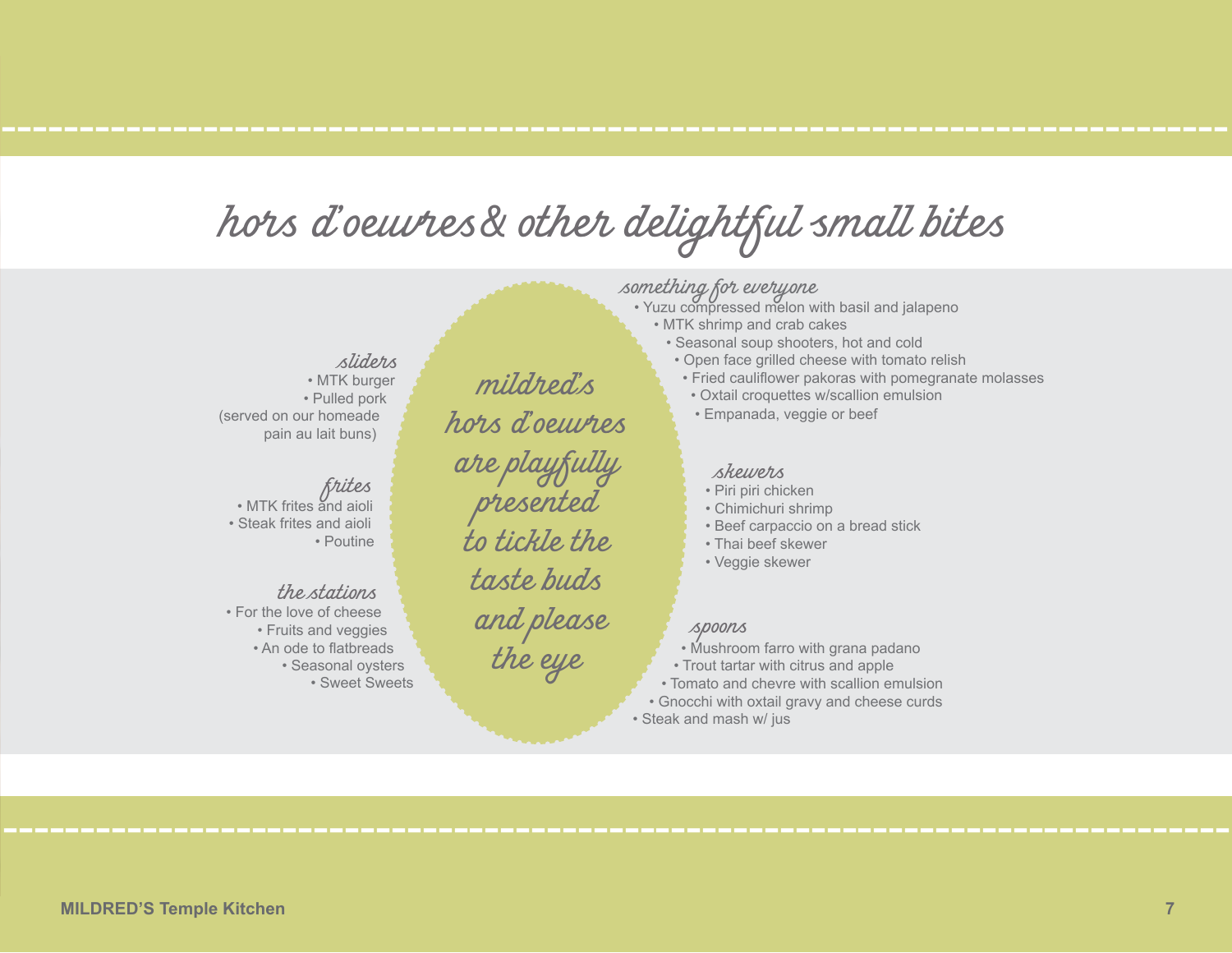# hors d'oeuvres & other delightful small bites

*mildred's hors d'oeuvres are playfully presented to tickle the taste buds and please the eye*

### sliders

- MTK burger
- Pulled pork

(served on our homeade pain au lait buns)

### frites

- MTK frites and aioli
- Steak frites and aioli
- Poutine

### the stations

- For the love of cheese
- Fruits and veggies
- An ode to flatbreads
- Seasonal oysters
- Sweet Sweets

### something for everyone

- Yuzu compressed melon with basil and jalapeno
- MTK shrimp and crab cakes
- Seasonal soup shooters, hot and cold
- Open face grilled cheese with tomato relish
- Fried cauliflower pakoras with pomegranate molasses
- Oxtail croquettes w/scallion emulsion
- Empanada, veggie or beef

### skewers

- Piri piri chicken
- Chimichuri shrimp
- Beef carpaccio on a bread stick
- Thai beef skewer
- Veggie skewer

### spoons

- Mushroom farro with grana padano
- Trout tartar with citrus and apple
- Tomato and chevre with scallion emulsion
- Gnocchi with oxtail gravy and cheese curds
- Steak and mash w/ jus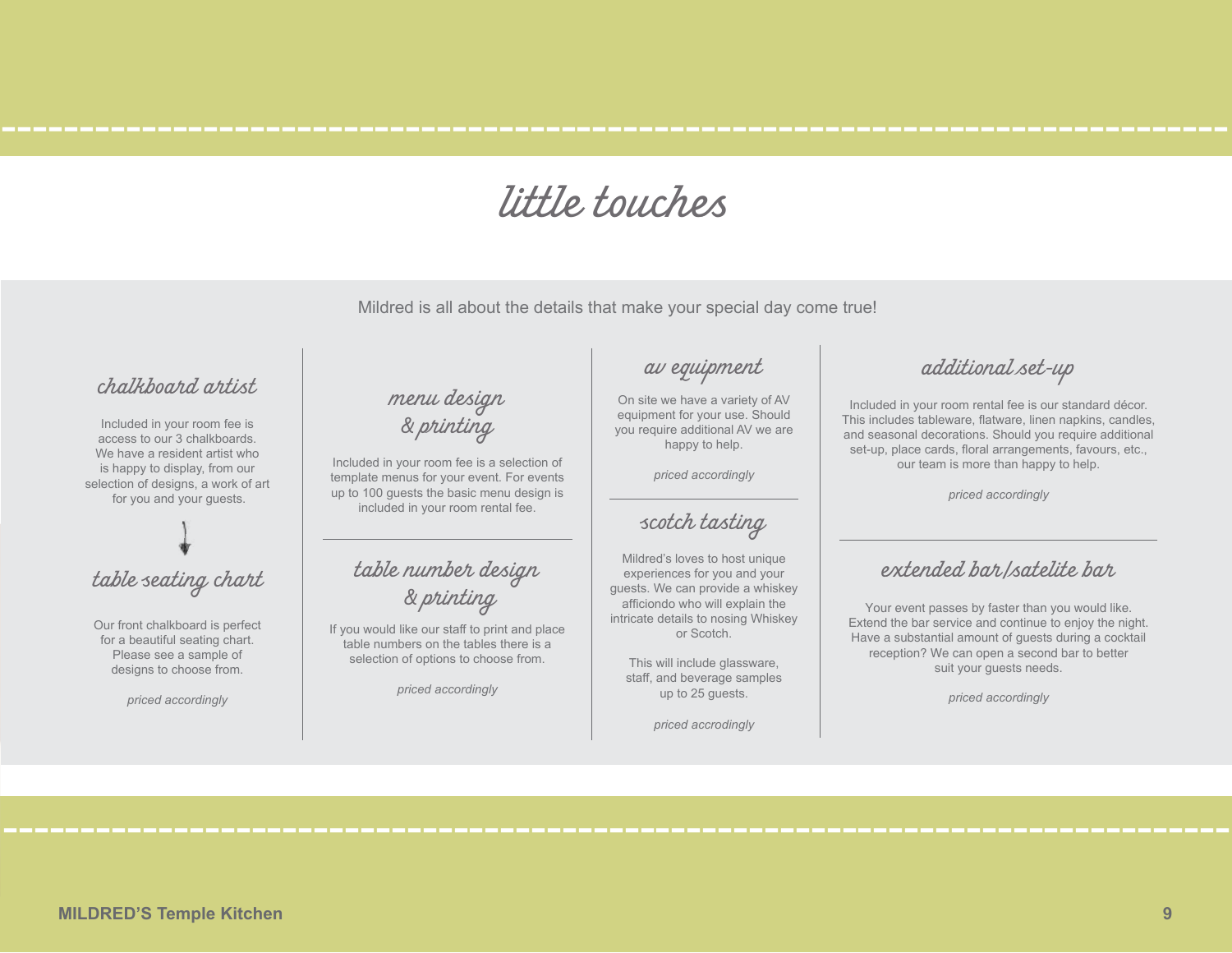# little touches

Mildred is all about the details that make your special day come true!

## chalkboard artist

Included in your room fee is access to our 3 chalkboards. We have a resident artist who is happy to display, from our selection of designs, a work of art for you and your guests.

## table seating chart

Our front chalkboard is perfect for a beautiful seating chart. Please see a sample of designs to choose from.

*priced accordingly*

## menu design & printing

Included in your room fee is a selection of template menus for your event. For events up to 100 guests the basic menu design is included in your room rental fee.

## table number design & printing

If you would like our staff to print and place table numbers on the tables there is a selection of options to choose from.

*priced accordingly*

## av equipment

On site we have a variety of AV equipment for your use. Should you require additional AV we are happy to help.

*priced accordingly*

## scotch tasting

Mildred's loves to host unique experiences for you and your guests. We can provide a whiskey afficiondo who will explain the intricate details to nosing Whiskey or Scotch.

This will include glassware, staff, and beverage samples up to 25 guests.

*priced accrodingly*

## additional set-up

Included in your room rental fee is our standard décor. This includes tableware, flatware, linen napkins, candles, and seasonal decorations. Should you require additional set-up, place cards, floral arrangements, favours, etc., our team is more than happy to help.

*priced accordingly*

## extended bar/satelite bar

Your event passes by faster than you would like. Extend the bar service and continue to enjoy the night. Have a substantial amount of guests during a cocktail reception? We can open a second bar to better suit your guests needs.

*priced accordingly*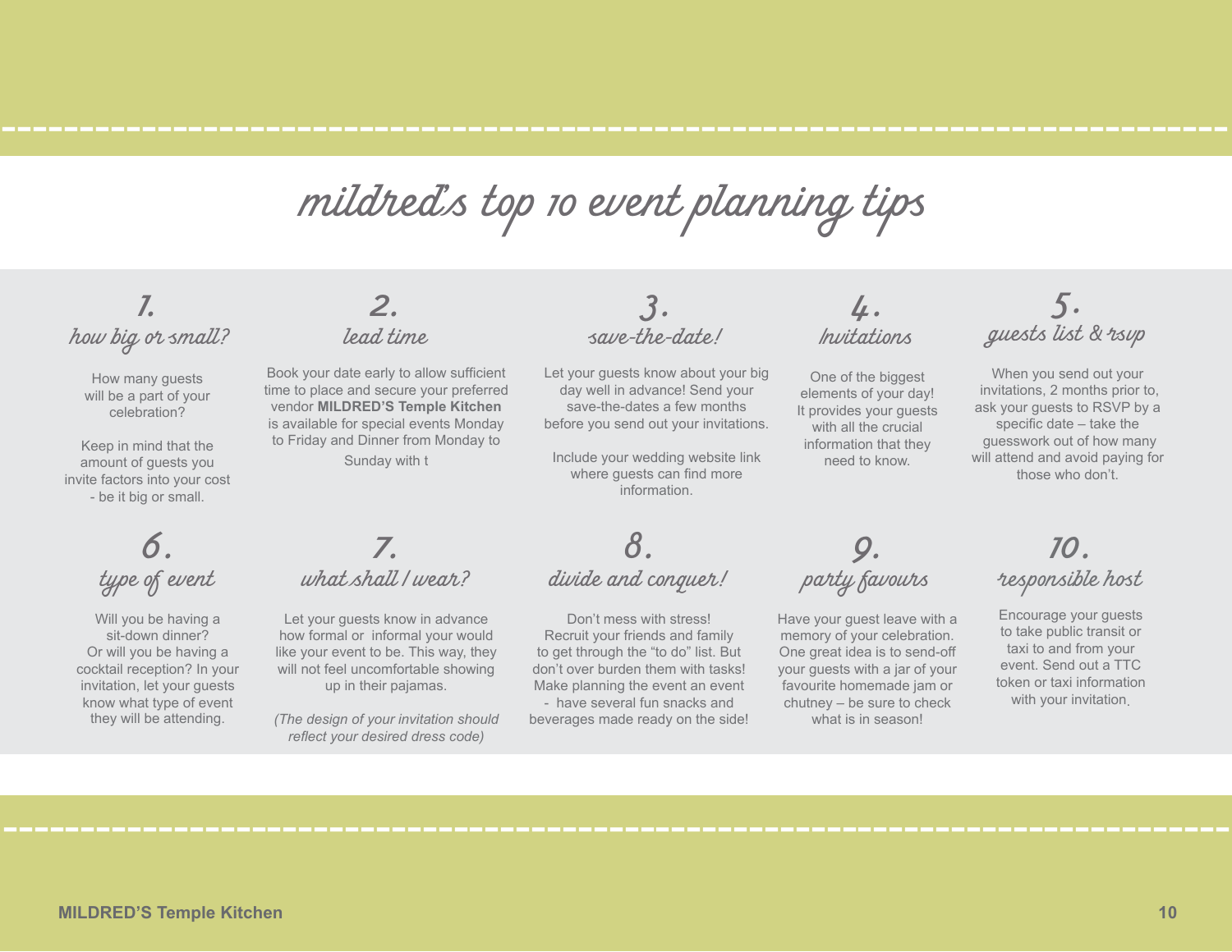# mildred's top 10 event planning tips

## 1. how big or small?

How many guests will be a part of your celebration?

Keep in mind that the amount of guests you invite factors into your cost - be it big or small.

## 2. lead time

Book your date early to allow sufficient time to place and secure your preferred vendor **MILDRED'S Temple Kitchen** is available for special events Monday to Friday and Dinner from Monday to Sunday with t

## 3. save-the-date!

Let your guests know about your big day well in advance! Send your save-the-dates a few months before you send out your invitations.

Include your wedding website link where guests can find more information.

## 4. Invitations

One of the biggest elements of your day! It provides your guests with all the crucial information that they need to know.

## 5. guests list & rsvp

When you send out your invitations, 2 months prior to, ask your guests to RSVP by a specific date – take the guesswork out of how many will attend and avoid paying for those who don't.

## 6. type of event

Will you be having a sit-down dinner? Or will you be having a cocktail reception? In your invitation, let your guests know what type of event they will be attending.

## 7. what shall I wear?

Let your guests know in advance how formal or informal your would like your event to be. This way, they will not feel uncomfortable showing up in their pajamas.

*(The design of your invitation should reflect your desired dress code)*

## 8. divide and conquer!

Don't mess with stress! Recruit your friends and family to get through the "to do" list. But don't over burden them with tasks! Make planning the event an event - have several fun snacks and beverages made ready on the side!

## 9. party favours

Have your guest leave with a memory of your celebration. One great idea is to send-off your guests with a jar of your favourite homemade jam or chutney – be sure to check what is in season!

## 10. responsible host

Encourage your guests to take public transit or taxi to and from your event. Send out a TTC token or taxi information with your invitation.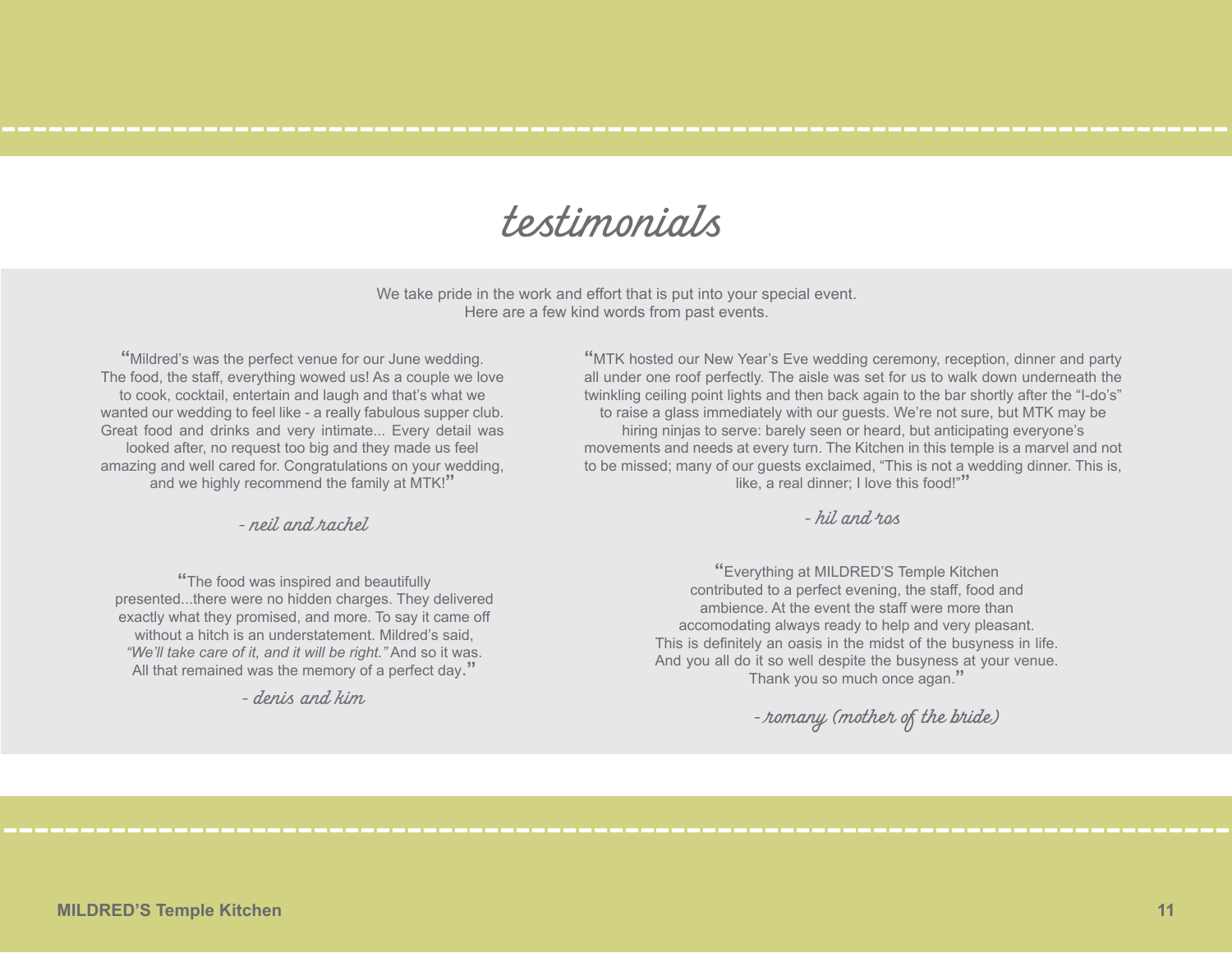# testimonials

We take pride in the work and effort that is put into your special event.
Here are a few kind words from past events.

"Mildred's was the perfect venue for our June wedding. The food, the staff, everything wowed us! As a couple we love to cook, cocktail, entertain and laugh and that's what we wanted our wedding to feel like - a really fabulous supper club. Great food and drinks and very intimate... Every detail was looked after, no request too big and they made us feel amazing and well cared for. Congratulations on your wedding, and we highly recommend the family at MTK!"

*- neil and rachel*

"The food was inspired and beautifully presented...there were no hidden charges. They delivered exactly what they promised, and more. To say it came off without a hitch is an understatement. Mildred's said, *"We'll take care of it, and it will be right."* And so it was. All that remained was the memory of a perfect day."

*- denis and kim*

"MTK hosted our New Year's Eve wedding ceremony, reception, dinner and party all under one roof perfectly. The aisle was set for us to walk down underneath the twinkling ceiling point lights and then back again to the bar shortly after the "I-do's" to raise a glass immediately with our guests. We're not sure, but MTK may be hiring ninjas to serve: barely seen or heard, but anticipating everyone's movements and needs at every turn. The Kitchen in this temple is a marvel and not to be missed; many of our guests exclaimed, "This is not a wedding dinner. This is, like, a real dinner; I love this food!""

*- hil and ros*

"Everything at MILDRED'S Temple Kitchen contributed to a perfect evening, the staff, food and ambience. At the event the staff were more than accomodating always ready to help and very pleasant. This is definitely an oasis in the midst of the busyness in life. And you all do it so well despite the busyness at your venue. Thank you so much once agan."

*- romany (mother of the bride)*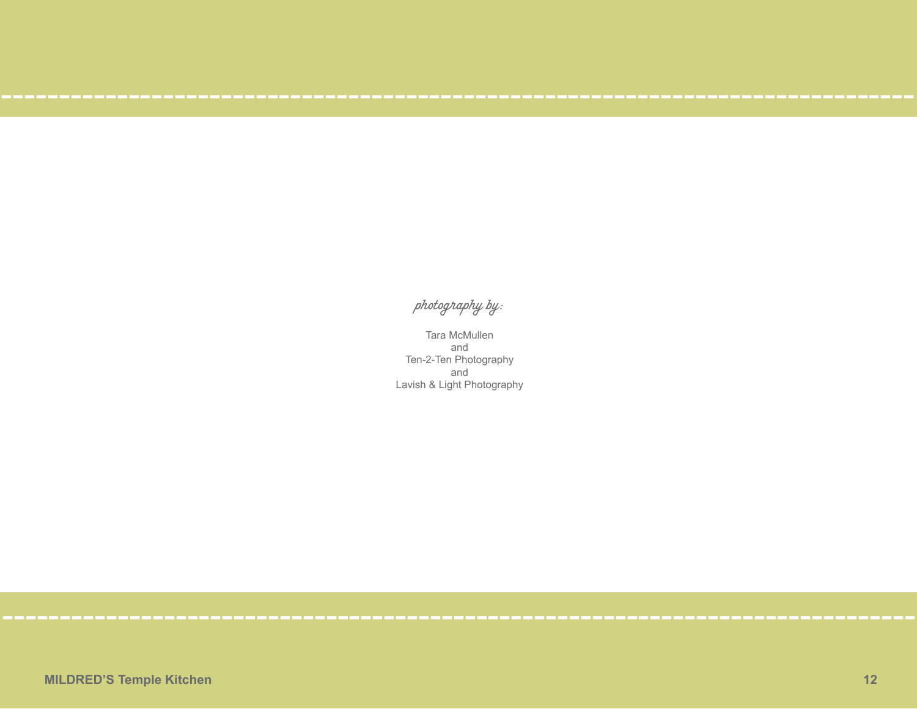*photography by:*

Tara McMullen
and
Ten-2-Ten Photography
and
Lavish & Light Photography